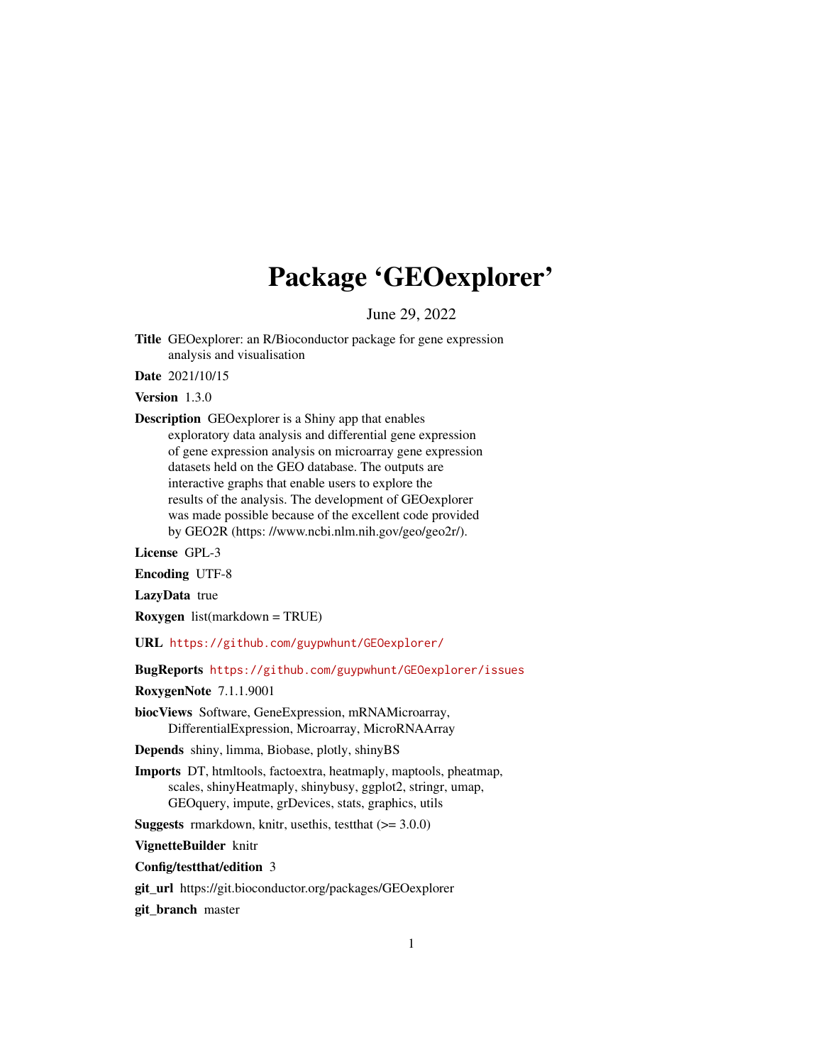# Package 'GEOexplorer'

June 29, 2022

**Title** GEOexplorer: an R/Bioconductor package for gene expression analysis and visualisation

**Date** 2021/10/15

**Version** 1.3.0

**Description** GEOexplorer is a Shiny app that enables exploratory data analysis and differential gene expression of gene expression analysis on microarray gene expression datasets held on the GEO database. The outputs are interactive graphs that enable users to explore the results of the analysis. The development of GEOexplorer was made possible because of the excellent code provided by GEO2R (https: //www.ncbi.nlm.nih.gov/geo/geo2r/).

**License** GPL-3

**Encoding** UTF-8

**LazyData** true

**Roxygen** list(markdown = TRUE)

**URL** https://github.com/guypwhunt/GEOexplorer/

**BugReports** https://github.com/guypwhunt/GEOexplorer/issues

**RoxygenNote** 7.1.1.9001

**biocViews** Software, GeneExpression, mRNAMicroarray, DifferentialExpression, Microarray, MicroRNAArray

**Depends** shiny, limma, Biobase, plotly, shinyBS

**Imports** DT, htmltools, factoextra, heatmaply, maptools, pheatmap, scales, shinyHeatmaply, shinybusy, ggplot2, stringr, umap, GEOquery, impute, grDevices, stats, graphics, utils

**Suggests** rmarkdown, knitr, usethis, testthat (>= 3.0.0)

**VignetteBuilder** knitr

**Config/testthat/edition** 3

**git_url** https://git.bioconductor.org/packages/GEOexplorer

**git_branch** master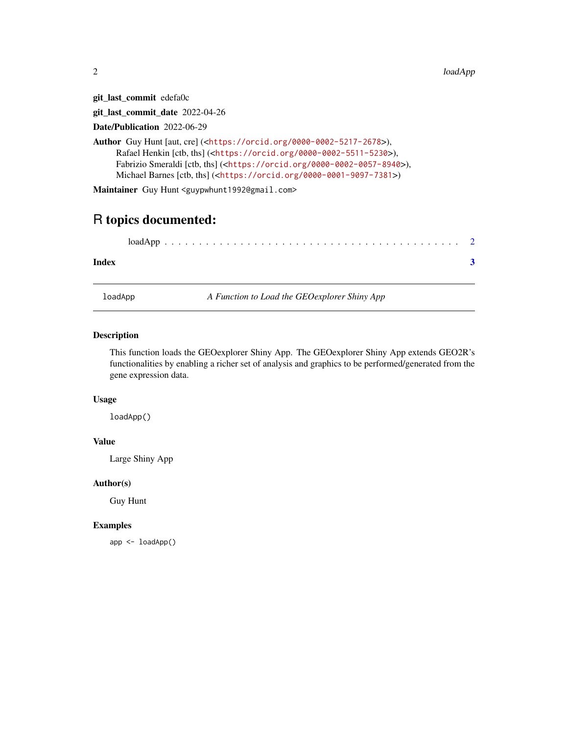**git_last_commit** edefa0c

**git_last_commit_date** 2022-04-26

**Date/Publication** 2022-06-29

**Author** Guy Hunt [aut, cre] (<https://orcid.org/0000-0002-5217-2678>), Rafael Henkin [ctb, ths] (<https://orcid.org/0000-0002-5511-5230>), Fabrizio Smeraldi [ctb, ths] (<https://orcid.org/0000-0002-0057-8940>), Michael Barnes [ctb, ths] (<https://orcid.org/0000-0001-9097-7381>)

**Maintainer** Guy Hunt <guypwhunt1992@gmail.com>

# R topics documented:

loadApp . . . . . . . . . . . . . . . . . . . . . . . . . . . . . . . . . . . . . . . . . 2

**Index** **3**

---

`loadApp` *A Function to Load the GEOexplorer Shiny App*

---

## Description

This function loads the GEOexplorer Shiny App. The GEOexplorer Shiny App extends GEO2R's functionalities by enabling a richer set of analysis and graphics to be performed/generated from the gene expression data.

## Usage

```
loadApp()
```

## Value

Large Shiny App

## Author(s)

Guy Hunt

## Examples

```
app <- loadApp()
```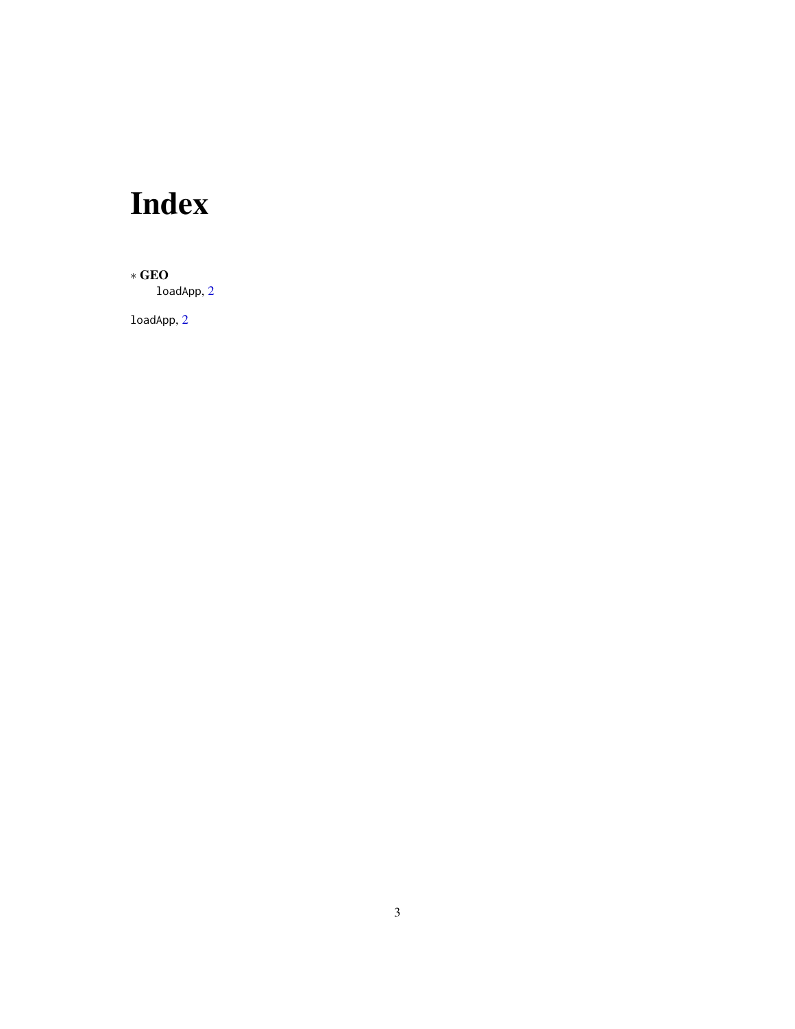# Index

∗ **GEO**
    `loadApp`, 2

`loadApp`, 2